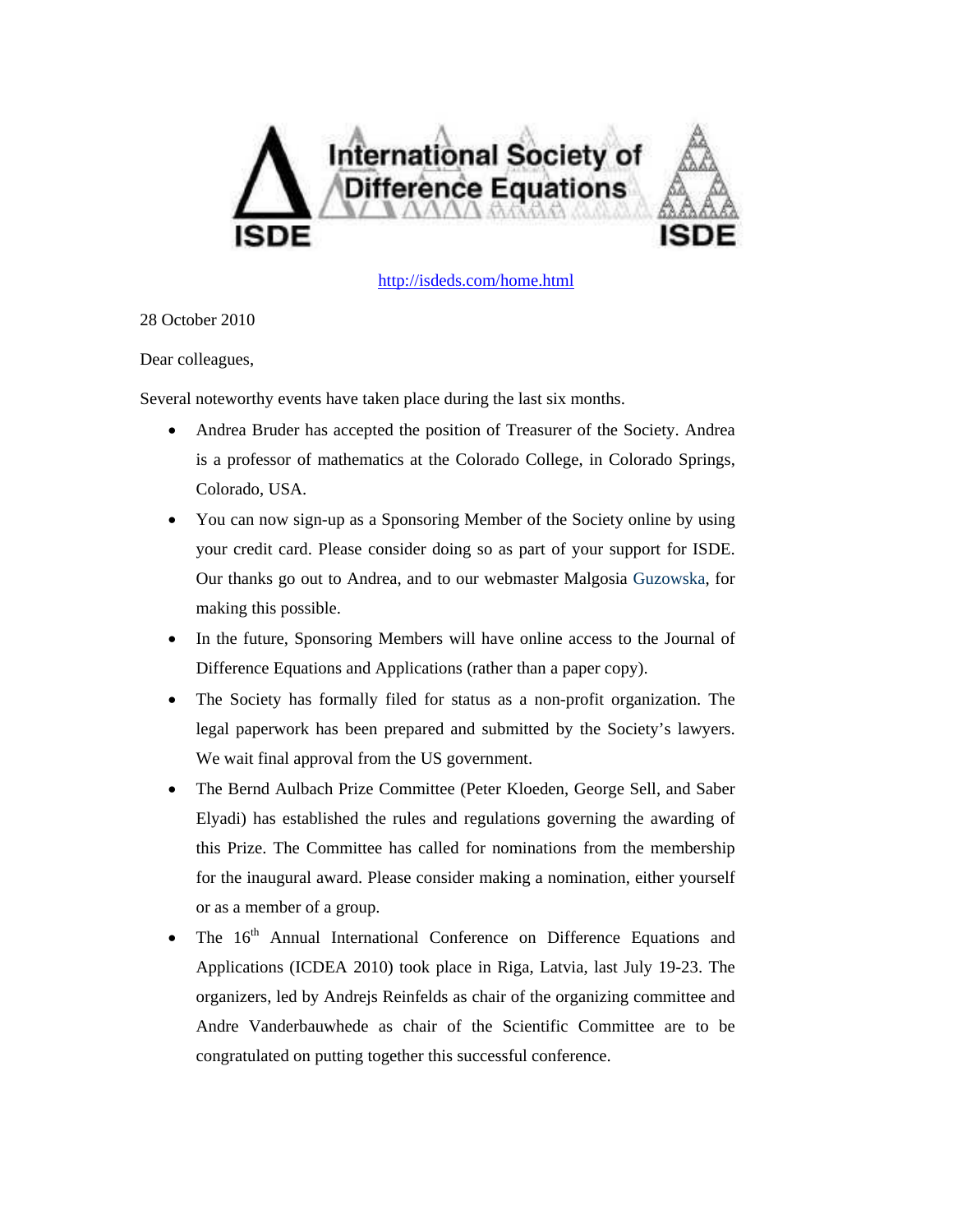# International Society of Difference Equations

ISDE

http://isdeds.com/home.html

28 October 2010

Dear colleagues,

Several noteworthy events have taken place during the last six months.

- Andrea Bruder has accepted the position of Treasurer of the Society. Andrea is a professor of mathematics at the Colorado College, in Colorado Springs, Colorado, USA.
- You can now sign-up as a Sponsoring Member of the Society online by using your credit card. Please consider doing so as part of your support for ISDE. Our thanks go out to Andrea, and to our webmaster Malgosia Guzowska, for making this possible.
- In the future, Sponsoring Members will have online access to the Journal of Difference Equations and Applications (rather than a paper copy).
- The Society has formally filed for status as a non-profit organization. The legal paperwork has been prepared and submitted by the Society's lawyers. We wait final approval from the US government.
- The Bernd Aulbach Prize Committee (Peter Kloeden, George Sell, and Saber Elyadi) has established the rules and regulations governing the awarding of this Prize. The Committee has called for nominations from the membership for the inaugural award. Please consider making a nomination, either yourself or as a member of a group.
- The 16th Annual International Conference on Difference Equations and Applications (ICDEA 2010) took place in Riga, Latvia, last July 19-23. The organizers, led by Andrejs Reinfelds as chair of the organizing committee and Andre Vanderbauwhede as chair of the Scientific Committee are to be congratulated on putting together this successful conference.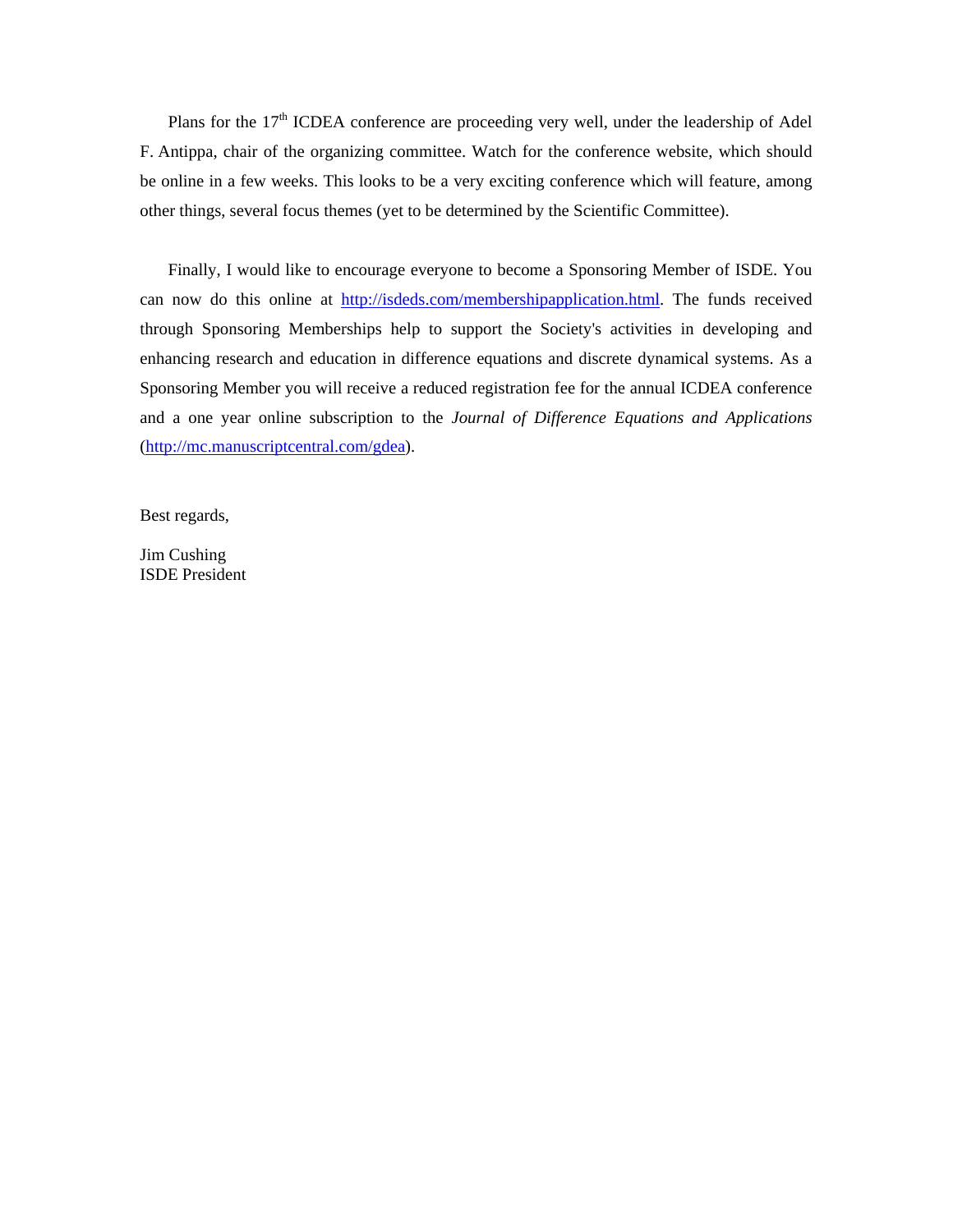Plans for the 17th ICDEA conference are proceeding very well, under the leadership of Adel F. Antippa, chair of the organizing committee. Watch for the conference website, which should be online in a few weeks. This looks to be a very exciting conference which will feature, among other things, several focus themes (yet to be determined by the Scientific Committee).

Finally, I would like to encourage everyone to become a Sponsoring Member of ISDE. You can now do this online at [http://isdeds.com/membershipapplication.html](http://isdeds.com/membershipapplication.html). The funds received through Sponsoring Memberships help to support the Society's activities in developing and enhancing research and education in difference equations and discrete dynamical systems. As a Sponsoring Member you will receive a reduced registration fee for the annual ICDEA conference and a one year online subscription to the *Journal of Difference Equations and Applications* ([http://mc.manuscriptcentral.com/gdea](http://mc.manuscriptcentral.com/gdea)).

Best regards,

Jim Cushing
ISDE President